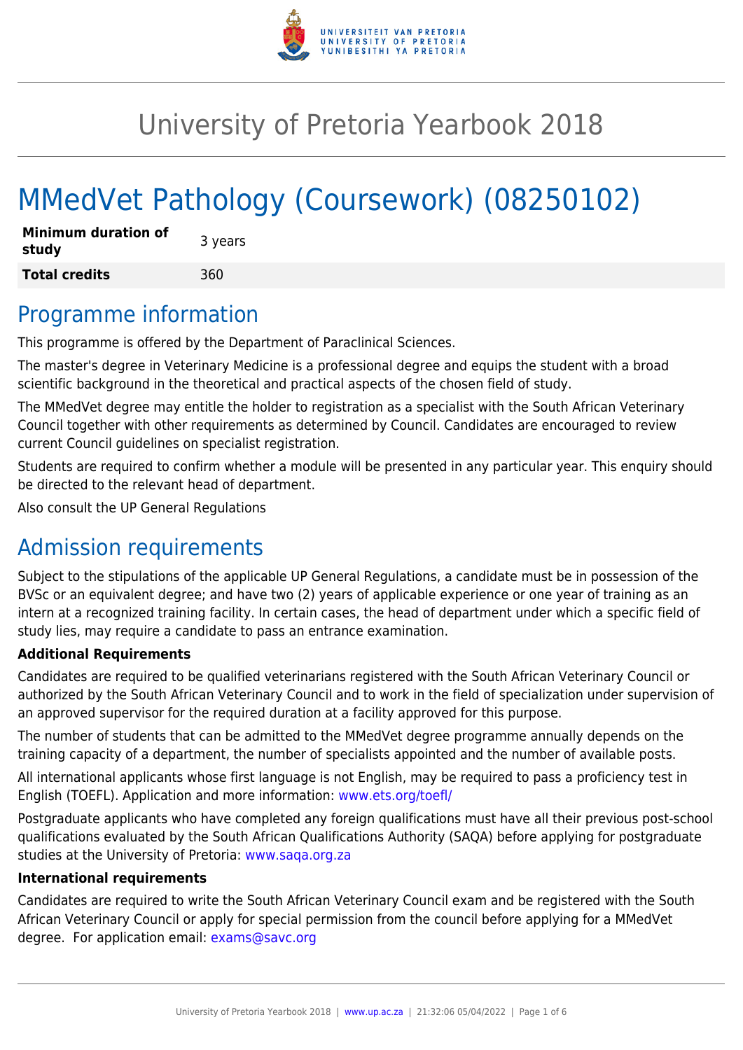# University of Pretoria Yearbook 2018

# MMedVet Pathology (Coursework) (08250102)

| **Minimum duration of study** | 3 years |
|---|---|
| **Total credits** | 360 |

## Programme information

This programme is offered by the Department of Paraclinical Sciences.

The master's degree in Veterinary Medicine is a professional degree and equips the student with a broad scientific background in the theoretical and practical aspects of the chosen field of study.

The MMedVet degree may entitle the holder to registration as a specialist with the South African Veterinary Council together with other requirements as determined by Council. Candidates are encouraged to review current Council guidelines on specialist registration.

Students are required to confirm whether a module will be presented in any particular year. This enquiry should be directed to the relevant head of department.

Also consult the UP General Regulations

## Admission requirements

Subject to the stipulations of the applicable UP General Regulations, a candidate must be in possession of the BVSc or an equivalent degree; and have two (2) years of applicable experience or one year of training as an intern at a recognized training facility. In certain cases, the head of department under which a specific field of study lies, may require a candidate to pass an entrance examination.

**Additional Requirements**

Candidates are required to be qualified veterinarians registered with the South African Veterinary Council or authorized by the South African Veterinary Council and to work in the field of specialization under supervision of an approved supervisor for the required duration at a facility approved for this purpose.

The number of students that can be admitted to the MMedVet degree programme annually depends on the training capacity of a department, the number of specialists appointed and the number of available posts.

All international applicants whose first language is not English, may be required to pass a proficiency test in English (TOEFL). Application and more information: www.ets.org/toefl/

Postgraduate applicants who have completed any foreign qualifications must have all their previous post-school qualifications evaluated by the South African Qualifications Authority (SAQA) before applying for postgraduate studies at the University of Pretoria: www.saqa.org.za

**International requirements**

Candidates are required to write the South African Veterinary Council exam and be registered with the South African Veterinary Council or apply for special permission from the council before applying for a MMedVet degree. For application email: exams@savc.org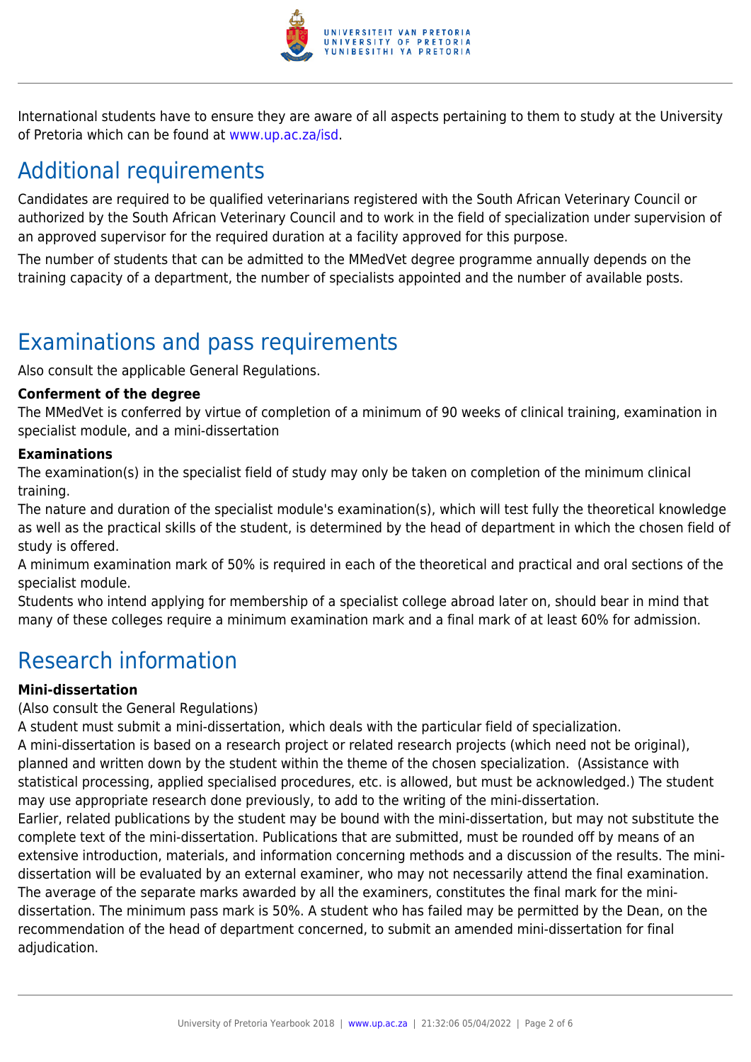International students have to ensure they are aware of all aspects pertaining to them to study at the University of Pretoria which can be found at www.up.ac.za/isd.

## Additional requirements

Candidates are required to be qualified veterinarians registered with the South African Veterinary Council or authorized by the South African Veterinary Council and to work in the field of specialization under supervision of an approved supervisor for the required duration at a facility approved for this purpose.

The number of students that can be admitted to the MMedVet degree programme annually depends on the training capacity of a department, the number of specialists appointed and the number of available posts.

## Examinations and pass requirements

Also consult the applicable General Regulations.

**Conferment of the degree**

The MMedVet is conferred by virtue of completion of a minimum of 90 weeks of clinical training, examination in specialist module, and a mini-dissertation

**Examinations**

The examination(s) in the specialist field of study may only be taken on completion of the minimum clinical training.

The nature and duration of the specialist module's examination(s), which will test fully the theoretical knowledge as well as the practical skills of the student, is determined by the head of department in which the chosen field of study is offered.

A minimum examination mark of 50% is required in each of the theoretical and practical and oral sections of the specialist module.

Students who intend applying for membership of a specialist college abroad later on, should bear in mind that many of these colleges require a minimum examination mark and a final mark of at least 60% for admission.

## Research information

**Mini-dissertation**

(Also consult the General Regulations)

A student must submit a mini-dissertation, which deals with the particular field of specialization.

A mini-dissertation is based on a research project or related research projects (which need not be original), planned and written down by the student within the theme of the chosen specialization. (Assistance with statistical processing, applied specialised procedures, etc. is allowed, but must be acknowledged.) The student may use appropriate research done previously, to add to the writing of the mini-dissertation.

Earlier, related publications by the student may be bound with the mini-dissertation, but may not substitute the complete text of the mini-dissertation. Publications that are submitted, must be rounded off by means of an extensive introduction, materials, and information concerning methods and a discussion of the results. The mini-dissertation will be evaluated by an external examiner, who may not necessarily attend the final examination. The average of the separate marks awarded by all the examiners, constitutes the final mark for the mini-dissertation. The minimum pass mark is 50%. A student who has failed may be permitted by the Dean, on the recommendation of the head of department concerned, to submit an amended mini-dissertation for final adjudication.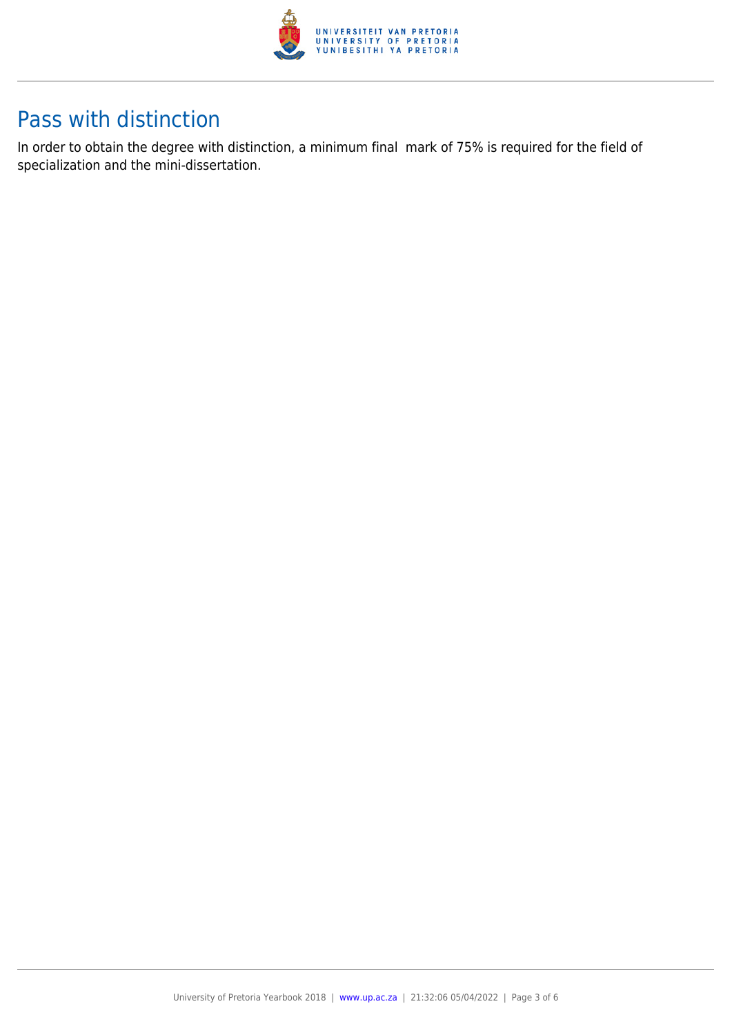## Pass with distinction

In order to obtain the degree with distinction, a minimum final mark of 75% is required for the field of specialization and the mini-dissertation.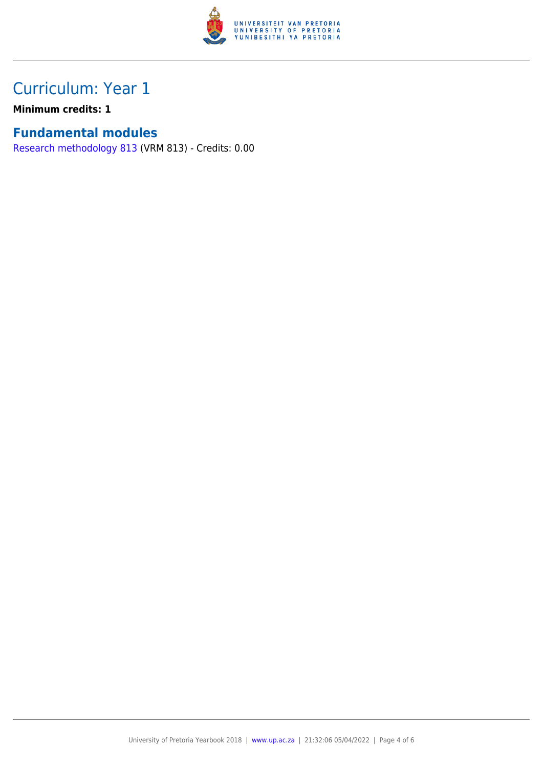# Curriculum: Year 1

**Minimum credits: 1**

## Fundamental modules

Research methodology 813 (VRM 813) - Credits: 0.00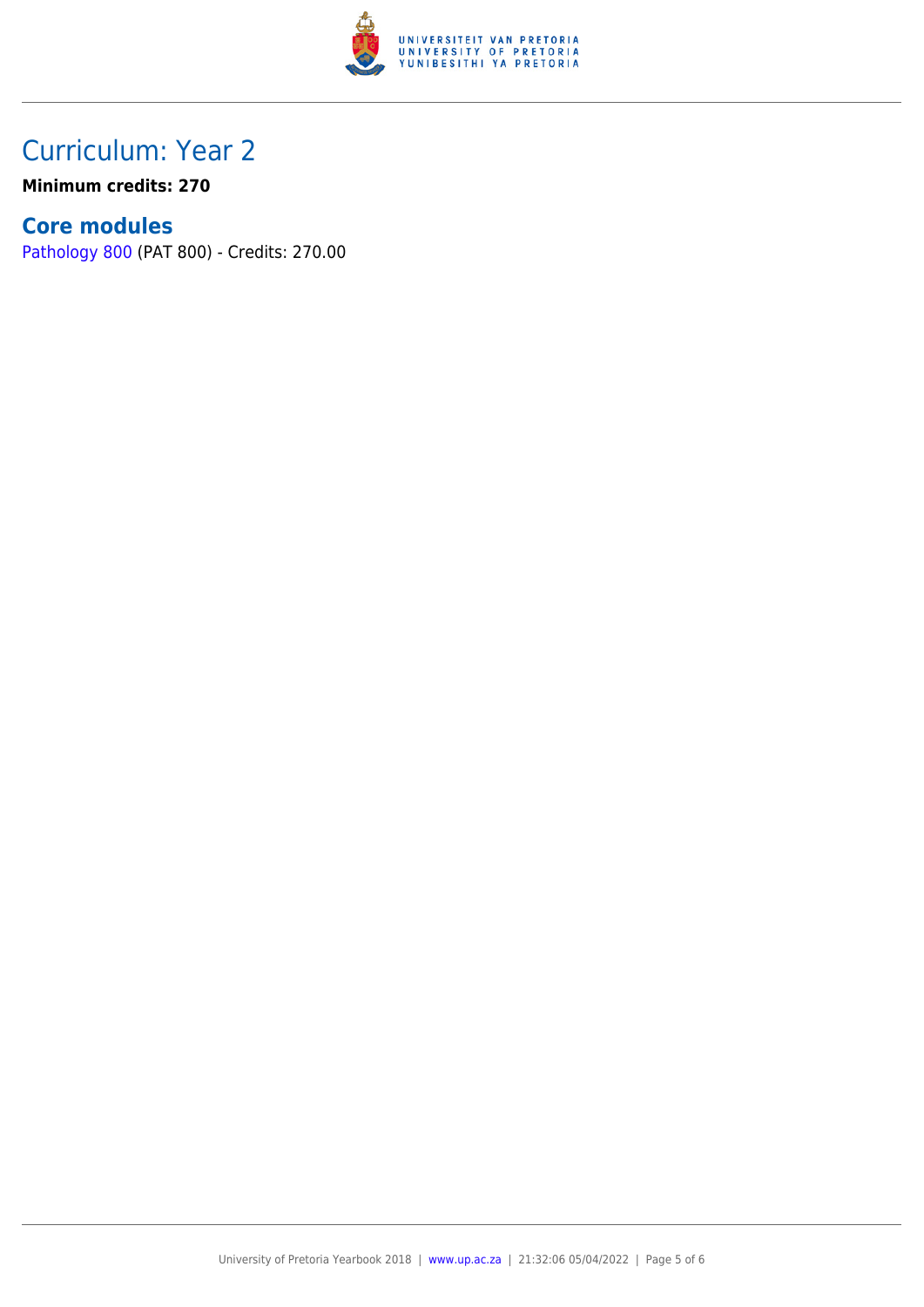# Curriculum: Year 2

**Minimum credits: 270**

## Core modules

Pathology 800 (PAT 800) - Credits: 270.00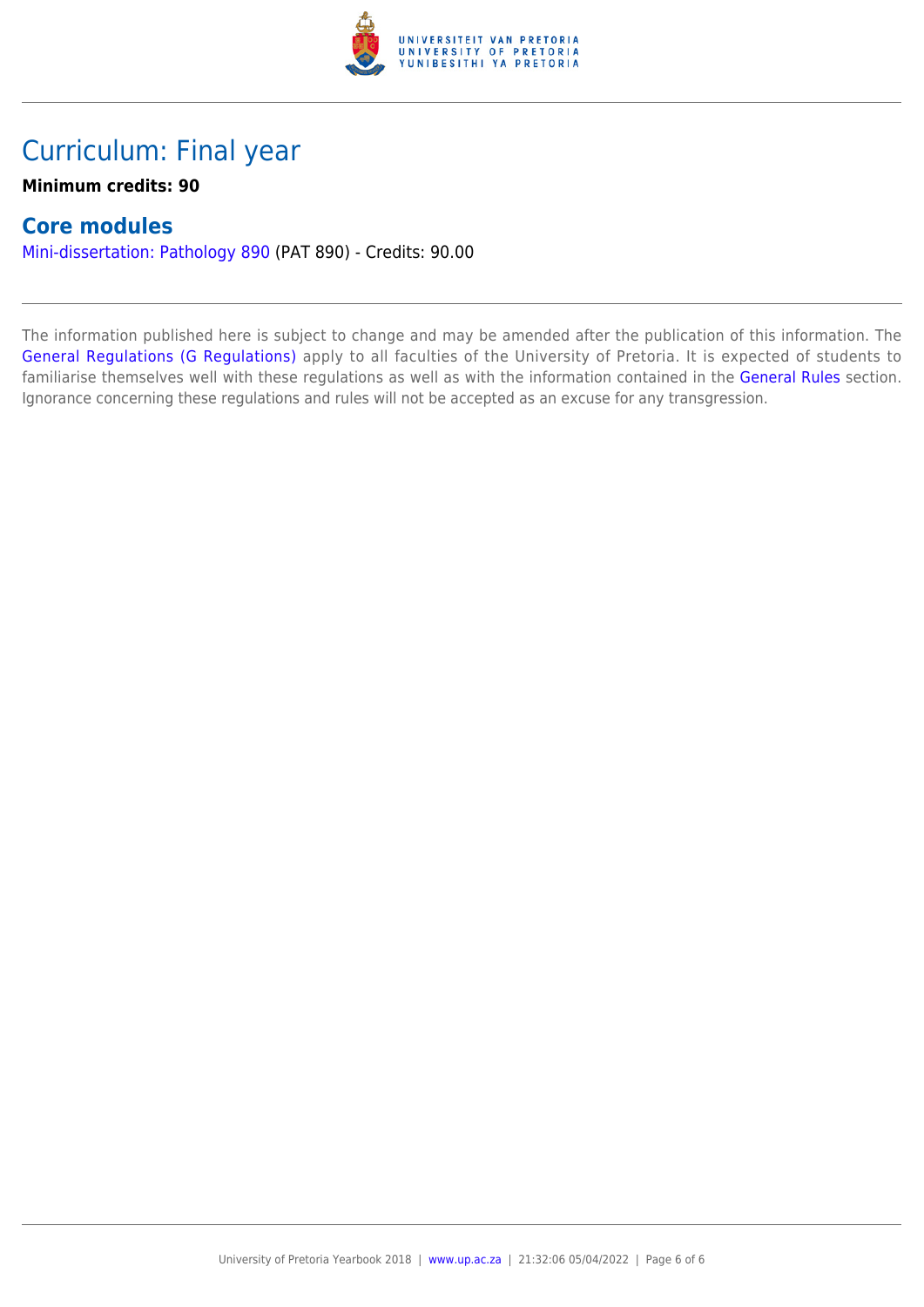## Curriculum: Final year

**Minimum credits: 90**

### Core modules

Mini-dissertation: Pathology 890 (PAT 890) - Credits: 90.00

---

The information published here is subject to change and may be amended after the publication of this information. The General Regulations (G Regulations) apply to all faculties of the University of Pretoria. It is expected of students to familiarise themselves well with these regulations as well as with the information contained in the General Rules section. Ignorance concerning these regulations and rules will not be accepted as an excuse for any transgression.